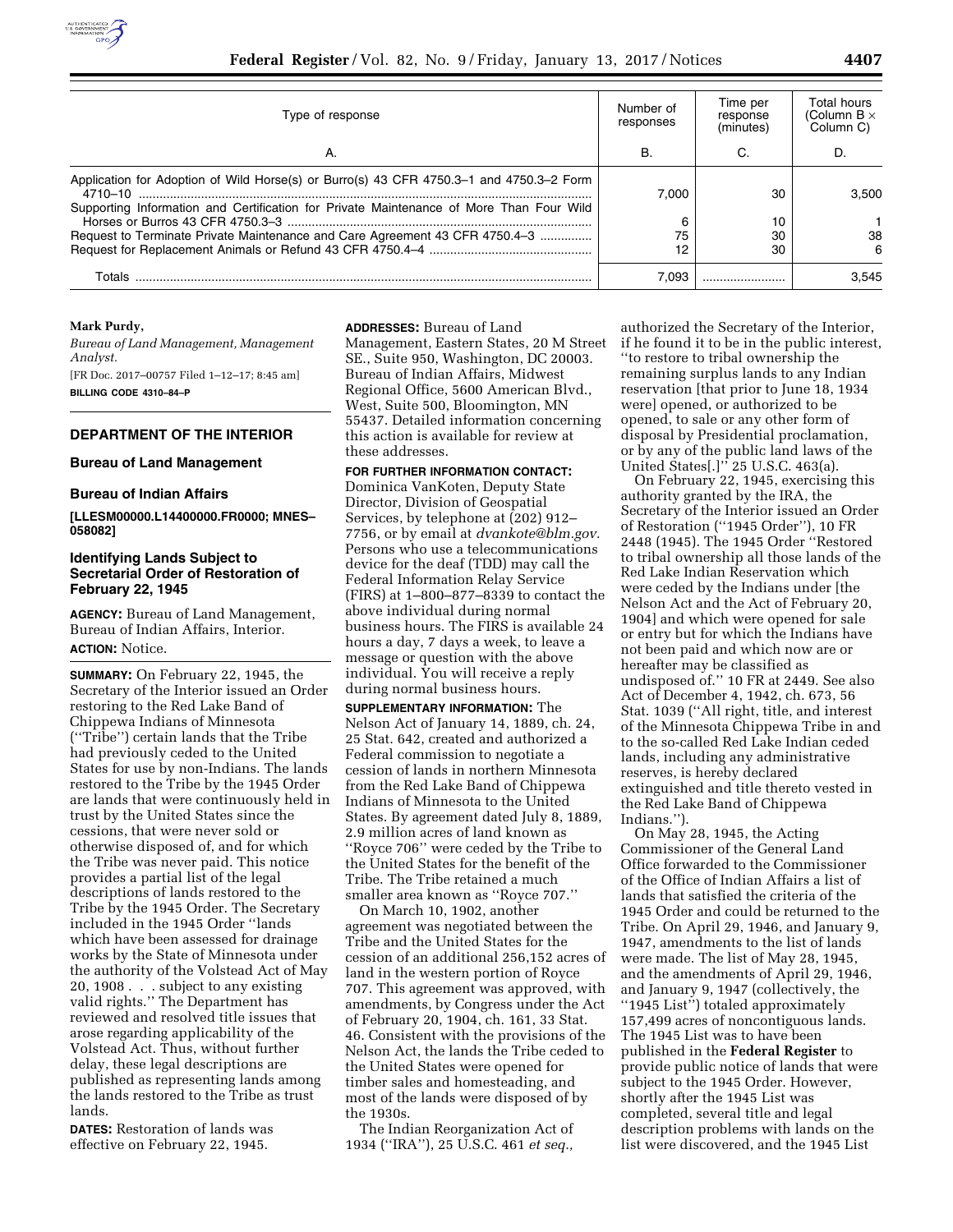| Type of response | Number of responses | Time per response (minutes) | Total hours (Column B × Column C) |
|---|---|---|---|
| A. | B. | C. | D. |
| Application for Adoption of Wild Horse(s) or Burro(s) 43 CFR 4750.3–1 and 4750.3–2 Form 4710–10 | 7,000 | 30 | 3,500 |
| Supporting Information and Certification for Private Maintenance of More Than Four Wild Horses or Burros 43 CFR 4750.3–3 | 6 | 10 | 1 |
| Request to Terminate Private Maintenance and Care Agreement 43 CFR 4750.4–3 | 75 | 30 | 38 |
| Request for Replacement Animals or Refund 43 CFR 4750.4–4 | 12 | 30 | 6 |
| Totals | 7,093 | | 3,545 |

**Mark Purdy,**

*Bureau of Land Management, Management Analyst.*

[FR Doc. 2017–00757 Filed 1–12–17; 8:45 am]

**BILLING CODE 4310–84–P**

## DEPARTMENT OF THE INTERIOR

### Bureau of Land Management

### Bureau of Indian Affairs

**[LLESM00000.L14400000.FR0000; MNES–058082]**

### Identifying Lands Subject to Secretarial Order of Restoration of February 22, 1945

**AGENCY:** Bureau of Land Management, Bureau of Indian Affairs, Interior.

**ACTION:** Notice.

**SUMMARY:** On February 22, 1945, the Secretary of the Interior issued an Order restoring to the Red Lake Band of Chippewa Indians of Minnesota (''Tribe'') certain lands that the Tribe had previously ceded to the United States for use by non-Indians. The lands restored to the Tribe by the 1945 Order are lands that were continuously held in trust by the United States since the cessions, that were never sold or otherwise disposed of, and for which the Tribe was never paid. This notice provides a partial list of the legal descriptions of lands restored to the Tribe by the 1945 Order. The Secretary included in the 1945 Order ''lands which have been assessed for drainage works by the State of Minnesota under the authority of the Volstead Act of May 20, 1908 . . . subject to any existing valid rights.'' The Department has reviewed and resolved title issues that arose regarding applicability of the Volstead Act. Thus, without further delay, these legal descriptions are published as representing lands among the lands restored to the Tribe as trust lands.

**DATES:** Restoration of lands was effective on February 22, 1945.

**ADDRESSES:** Bureau of Land Management, Eastern States, 20 M Street SE., Suite 950, Washington, DC 20003. Bureau of Indian Affairs, Midwest Regional Office, 5600 American Blvd., West, Suite 500, Bloomington, MN 55437. Detailed information concerning this action is available for review at these addresses.

**FOR FURTHER INFORMATION CONTACT:** Dominica VanKoten, Deputy State Director, Division of Geospatial Services, by telephone at (202) 912–7756, or by email at *dvankote@blm.gov.* Persons who use a telecommunications device for the deaf (TDD) may call the Federal Information Relay Service (FIRS) at 1–800–877–8339 to contact the above individual during normal business hours. The FIRS is available 24 hours a day, 7 days a week, to leave a message or question with the above individual. You will receive a reply during normal business hours.

**SUPPLEMENTARY INFORMATION:** The Nelson Act of January 14, 1889, ch. 24, 25 Stat. 642, created and authorized a Federal commission to negotiate a cession of lands in northern Minnesota from the Red Lake Band of Chippewa Indians of Minnesota to the United States. By agreement dated July 8, 1889, 2.9 million acres of land known as ''Royce 706'' were ceded by the Tribe to the United States for the benefit of the Tribe. The Tribe retained a much smaller area known as ''Royce 707.''

On March 10, 1902, another agreement was negotiated between the Tribe and the United States for the cession of an additional 256,152 acres of land in the western portion of Royce 707. This agreement was approved, with amendments, by Congress under the Act of February 20, 1904, ch. 161, 33 Stat. 46. Consistent with the provisions of the Nelson Act, the lands the Tribe ceded to the United States were opened for timber sales and homesteading, and most of the lands were disposed of by the 1930s.

The Indian Reorganization Act of 1934 (''IRA''), 25 U.S.C. 461 *et seq.,* authorized the Secretary of the Interior, if he found it to be in the public interest, ''to restore to tribal ownership the remaining surplus lands to any Indian reservation [that prior to June 18, 1934 were] opened, or authorized to be opened, to sale or any other form of disposal by Presidential proclamation, or by any of the public land laws of the United States[.]'' 25 U.S.C. 463(a).

On February 22, 1945, exercising this authority granted by the IRA, the Secretary of the Interior issued an Order of Restoration (''1945 Order''), 10 FR 2448 (1945). The 1945 Order ''Restored to tribal ownership all those lands of the Red Lake Indian Reservation which were ceded by the Indians under [the Nelson Act and the Act of February 20, 1904] and which were opened for sale or entry but for which the Indians have not been paid and which now are or hereafter may be classified as undisposed of.'' 10 FR at 2449. See also Act of December 4, 1942, ch. 673, 56 Stat. 1039 (''All right, title, and interest of the Minnesota Chippewa Tribe in and to the so-called Red Lake Indian ceded lands, including any administrative reserves, is hereby declared extinguished and title thereto vested in the Red Lake Band of Chippewa Indians.'').

On May 28, 1945, the Acting Commissioner of the General Land Office forwarded to the Commissioner of the Office of Indian Affairs a list of lands that satisfied the criteria of the 1945 Order and could be returned to the Tribe. On April 29, 1946, and January 9, 1947, amendments to the list of lands were made. The list of May 28, 1945, and the amendments of April 29, 1946, and January 9, 1947 (collectively, the ''1945 List'') totaled approximately 157,499 acres of noncontiguous lands. The 1945 List was to have been published in the **Federal Register** to provide public notice of lands that were subject to the 1945 Order. However, shortly after the 1945 List was completed, several title and legal description problems with lands on the list were discovered, and the 1945 List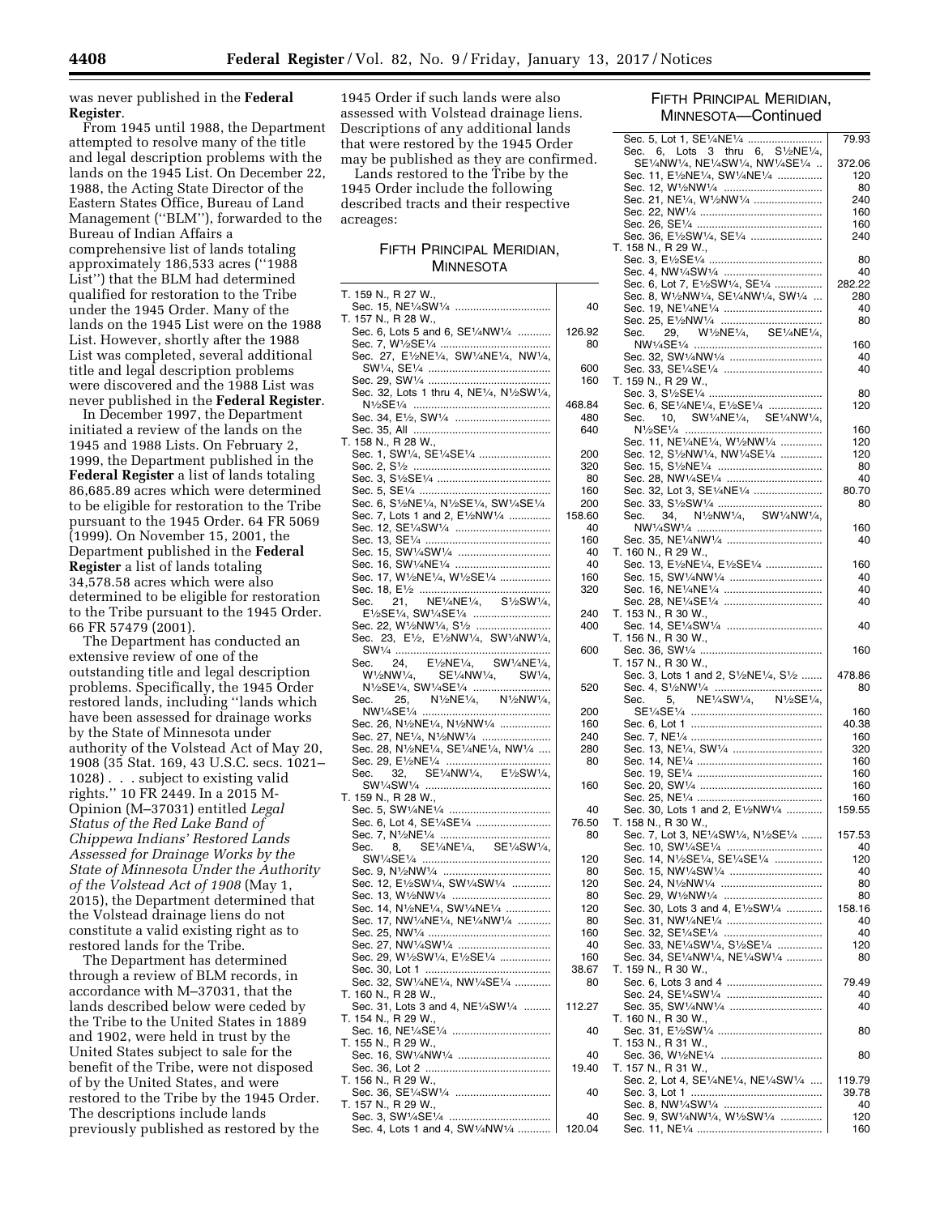was never published in the **Federal Register**.

From 1945 until 1988, the Department attempted to resolve many of the title and legal description problems with the lands on the 1945 List. On December 22, 1988, the Acting State Director of the Eastern States Office, Bureau of Land Management ("BLM"), forwarded to the Bureau of Indian Affairs a comprehensive list of lands totaling approximately 186,533 acres ("1988 List") that the BLM had determined qualified for restoration to the Tribe under the 1945 Order. Many of the lands on the 1945 List were on the 1988 List. However, shortly after the 1988 List was completed, several additional title and legal description problems were discovered and the 1988 List was never published in the **Federal Register**.

In December 1997, the Department initiated a review of the lands on the 1945 and 1988 Lists. On February 2, 1999, the Department published in the **Federal Register** a list of lands totaling 86,685.89 acres which were determined to be eligible for restoration to the Tribe pursuant to the 1945 Order. 64 FR 5069 (1999). On November 15, 2001, the Department published in the **Federal Register** a list of lands totaling 34,578.58 acres which were also determined to be eligible for restoration to the Tribe pursuant to the 1945 Order. 66 FR 57479 (2001).

The Department has conducted an extensive review of one of the outstanding title and legal description problems. Specifically, the 1945 Order restored lands, including "lands which have been assessed for drainage works by the State of Minnesota under authority of the Volstead Act of May 20, 1908 (35 Stat. 169, 43 U.S.C. secs. 1021–1028) . . . subject to existing valid rights." 10 FR 2449. In a 2015 M-Opinion (M–37031) entitled *Legal Status of the Red Lake Band of Chippewa Indians' Restored Lands Assessed for Drainage Works by the State of Minnesota Under the Authority of the Volstead Act of 1908* (May 1, 2015), the Department determined that the Volstead drainage liens do not constitute a valid existing right as to restored lands for the Tribe.

The Department has determined through a review of BLM records, in accordance with M–37031, that the lands described below were ceded by the Tribe to the United States in 1889 and 1902, were held in trust by the United States subject to sale for the benefit of the Tribe, were not disposed of by the United States, and were restored to the Tribe by the 1945 Order. The descriptions include lands previously published as restored by the 1945 Order if such lands were also assessed with Volstead drainage liens. Descriptions of any additional lands that were restored by the 1945 Order may be published as they are confirmed.

Lands restored to the Tribe by the 1945 Order include the following described tracts and their respective acreages:

## FIFTH PRINCIPAL MERIDIAN, MINNESOTA

| | |
|---|---|
| T. 159 N., R 27 W., | |
| Sec. 15, NE¼SW¼ | 40 |
| T. 157 N., R 28 W., | |
| Sec. 6, Lots 5 and 6, SE¼NW¼ | 126.92 |
| Sec. 7, W½SE¼ | 80 |
| Sec. 27, E½NE¼, SW¼NE¼, NW¼, SW¼, SE¼ | 600 |
| Sec. 29, SW¼ | 160 |
| Sec. 32, Lots 1 thru 4, NE¼, N½SW¼, N½SE¼ | 468.84 |
| Sec. 34, E½, SW¼ | 480 |
| Sec. 35, All | 640 |
| T. 158 N., R 28 W., | |
| Sec. 1, SW¼, SW¼SE¼ | 200 |
| Sec. 2, S½ | 320 |
| Sec. 3, S½SE¼ | 80 |
| Sec. 5, SE¼ | 160 |
| Sec. 6, S½NE¼, N½SE¼, SW¼SE¼ | 200 |
| Sec. 7, Lots 1 and 2, E½NW¼ | 158.60 |
| Sec. 12, SE¼SW¼ | 40 |
| Sec. 13, SE¼ | 160 |
| Sec. 15, SW¼SW¼ | 40 |
| Sec. 16, SW¼NE¼ | 40 |
| Sec. 17, W½NE¼, W½SE¼ | 160 |
| Sec. 18, E½ | 320 |
| Sec. 21, NE¼NE¼, S½SW¼, E½SE¼, SW¼SE¼ | 240 |
| Sec. 22, W½NW¼, S½ | 400 |
| Sec. 23, E½, E½NW¼, SW¼NW¼, SW¼ | 600 |
| Sec. 24, E½NE¼, SW¼NE¼, W½NW¼, SE¼NW¼, SW¼, N½SE¼, SW¼SE¼ | 520 |
| Sec. 25, N½NE¼, N½NW¼, NW¼SE¼ | 200 |
| Sec. 26, N½NE¼, N½NW¼ | 160 |
| Sec. 27, NE¼, N½NW¼ | 240 |
| Sec. 28, N½NE¼, SE¼NE¼, NW¼ | 280 |
| Sec. 29, E½NE¼ | 80 |
| Sec. 32, SE¼NW¼, E½SW¼, SW¼SW¼ | 160 |
| T. 159 N., R 28 W., | |
| Sec. 5, SW¼NE¼ | 40 |
| Sec. 6, Lot 4, SE¼SE¼ | 76.50 |
| Sec. 7, N½NE¼ | 80 |
| Sec. 8, SE¼NE¼, SE¼SW¼, SW¼SE¼ | 120 |
| Sec. 9, N½NW¼ | 80 |
| Sec. 12, E½SW¼, SW¼SW¼ | 120 |
| Sec. 13, W½NW¼ | 80 |
| Sec. 14, N½NE¼, SW¼NE¼ | 120 |
| Sec. 17, NW¼NE¼, NE¼NW¼ | 80 |
| Sec. 25, NW¼ | 160 |
| Sec. 27, NW¼SW¼ | 40 |
| Sec. 29, W½SW¼, E½SE¼ | 160 |
| Sec. 30, Lot 1 | 38.67 |
| Sec. 32, SW¼NE¼, NW¼SE¼ | 80 |
| T. 160 N., R 28 W., | |
| Sec. 31, Lots 3 and 4, NE¼SW¼ | 112.27 |
| T. 154 N., R 29 W., | |
| Sec. 16, NE¼SE¼ | 40 |
| T. 155 N., R 29 W., | |
| Sec. 16, SW¼NW¼ | 40 |
| Sec. 36, Lot 2 | 19.40 |
| T. 156 N., R 29 W., | |
| Sec. 36, SE¼SW¼ | 40 |
| T. 157 N., R 29 W., | |
| Sec. 3, SW¼SE¼ | 40 |
| Sec. 4, Lots 1 and 4, SW¼NW¼ | 120.04 |
| Sec. 5, Lot 1, SE¼NE¼ | 79.93 |
| Sec. 6, Lots 3 thru 6, S½NE¼, SE¼NW¼, NE¼SW¼, NW¼SE¼ | 372.06 |
| Sec. 11, E½NE¼, SW¼NE¼ | 120 |
| Sec. 12, W½NW¼ | 80 |
| Sec. 21, NE¼, W½NW¼ | 240 |
| Sec. 22, NW¼ | 160 |
| Sec. 26, SE¼ | 160 |
| Sec. 36, E½SW¼, SE¼ | 240 |
| T. 158 N., R 29 W., | |
| Sec. 3, E½SE¼ | 80 |
| Sec. 4, NW¼SW¼ | 40 |
| Sec. 6, Lot 7, E½SW¼, SE¼ | 282.22 |
| Sec. 8, W½NW¼, SE¼NW¼, SW¼ | 280 |
| Sec. 19, NE¼NE¼ | 40 |
| Sec. 25, E½NW¼ | 80 |
| Sec. 29, W½NE¼, SE¼NE¼, NW¼SE¼ | 160 |
| Sec. 32, SW¼NW¼ | 40 |
| Sec. 33, SE¼SE¼ | 40 |
| T. 159 N., R 29 W., | |
| Sec. 3, S½SE¼ | 80 |
| Sec. 6, SE¼NE¼, E½SE¼ | 120 |
| Sec. 10, SW¼NE¼, SE¼NW¼, N½SE¼ | 160 |
| Sec. 11, NE¼NE¼, W½NW¼ | 120 |
| Sec. 12, S½NW¼, NW¼SE¼ | 120 |
| Sec. 15, S½NE¼ | 80 |
| Sec. 28, NW¼SE¼ | 40 |
| Sec. 32, Lot 3, SE¼NE¼ | 80.70 |
| Sec. 33, S½SW¼ | 80 |
| Sec. 34, N½NW¼, SW¼NW¼, NW¼SW¼ | 160 |
| Sec. 35, NE¼NW¼ | 40 |
| T. 160 N., R 29 W., | |
| Sec. 13, E½NE¼, E½SE¼ | 160 |
| Sec. 15, SW¼NW¼ | 40 |
| Sec. 16, NE¼NE¼ | 40 |
| Sec. 28, NE¼SE¼ | 40 |
| T. 153 N., R 30 W., | |
| Sec. 14, SE¼SW¼ | 40 |
| T. 156 N., R 30 W., | |
| Sec. 36, SW¼ | 160 |
| T. 157 N., R 30 W., | |
| Sec. 3, Lots 1 and 2, S½NE¼, S½ | 478.86 |
| Sec. 4, S½NW¼ | 80 |
| Sec. 5, NE¼SW¼, N½SE¼, SE¼SE¼ | 160 |
| Sec. 6, Lot 1 | 40.38 |
| Sec. 7, NE¼ | 160 |
| Sec. 13, NE¼, SW¼ | 320 |
| Sec. 14, NE¼ | 160 |
| Sec. 19, SE¼ | 160 |
| Sec. 20, SW¼ | 160 |
| Sec. 25, NE¼ | 160 |
| Sec. 30, Lots 1 and 2, E½NW¼ | 159.55 |
| T. 158 N., R 30 W., | |
| Sec. 7, Lot 3, NE¼SW¼, N½SE¼ | 157.53 |
| Sec. 10, SW¼SE¼ | 40 |
| Sec. 14, N½SE¼, SE¼SE¼ | 120 |
| Sec. 15, NW¼SW¼ | 40 |
| Sec. 24, N½NW¼ | 80 |
| Sec. 29, W½NW¼ | 80 |
| Sec. 30, Lots 3 and 4, E½SW¼ | 158.16 |
| Sec. 31, NW¼NE¼ | 40 |
| Sec. 32, SE¼SE¼ | 40 |
| Sec. 33, NE¼SW¼, S½SE¼ | 120 |
| Sec. 34, SE¼NW¼, NE¼SW¼ | 80 |
| T. 159 N., R 30 W., | |
| Sec. 6, Lots 3 and 4 | 79.49 |
| Sec. 24, SE¼SW¼ | 40 |
| Sec. 35, SW¼NW¼ | 40 |
| T. 160 N., R 30 W., | |
| Sec. 31, E½SW¼ | 80 |
| T. 153 N., R 31 W., | |
| Sec. 36, W½NE¼ | 80 |
| T. 157 N., R 31 W., | |
| Sec. 2, Lot 4, SE¼NE¼, NE¼SW¼ | 119.79 |
| Sec. 3, Lot 1 | 39.78 |
| Sec. 8, NW¼SW¼ | 40 |
| Sec. 9, SW¼NW¼, W½SW¼ | 120 |
| Sec. 11, NE¼ | 160 |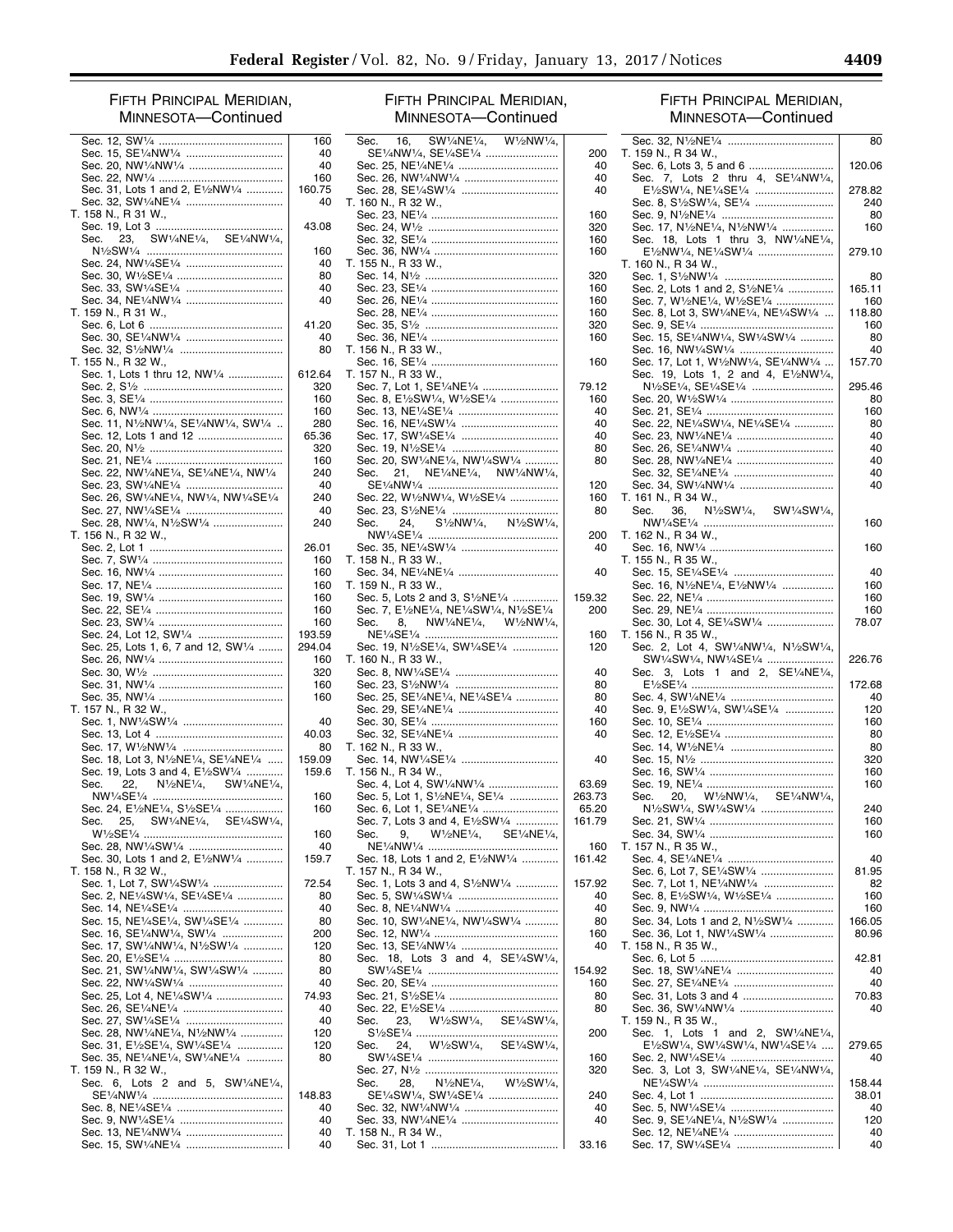| FIFTH PRINCIPAL MERIDIAN, MINNESOTA—Continued | |
|---|---|
| Sec. 12, SW¼ | 160 |
| Sec. 15, SE¼NW¼ | 40 |
| Sec. 20, NW¼NW¼ | 40 |
| Sec. 22, NW¼ | 160 |
| Sec. 31, Lots 1 and 2, E½NW¼ | 160.75 |
| Sec. 32, SW¼NE¼ | 40 |
| T. 158 N., R 31 W., | |
| Sec. 19, Lot 3 | 43.08 |
| Sec. 23, SW¼NE¼, SE¼NW¼, N½SW¼ | 160 |
| Sec. 24, NW¼SE¼ | 40 |
| Sec. 30, W½SE¼ | 80 |
| Sec. 33, SW¼SE¼ | 40 |
| Sec. 34, NE¼NW¼ | 40 |
| T. 159 N., R 31 W., | |
| Sec. 6, Lot 6 | 41.20 |
| Sec. 30, SE¼NW¼ | 40 |
| Sec. 32, S½NW¼ | 80 |
| T. 155 N., R 32 W., | |
| Sec. 1, Lots 1 thru 12, NW¼ | 612.64 |
| Sec. 2, S½ | 320 |
| Sec. 3, SE¼ | 160 |
| Sec. 6, NW¼ | 160 |
| Sec. 11, N½NW¼, SE¼NW¼, SW¼ | 280 |
| Sec. 12, Lots 1 and 12 | 65.36 |
| Sec. 20, N½ | 320 |
| Sec. 21, NE¼ | 160 |
| Sec. 22, NW¼NE¼, SE¼NE¼, NW¼ | 240 |
| Sec. 23, SW¼NE¼ | 40 |
| Sec. 26, SW¼NE¼, NW¼, NW¼SE¼ | 240 |
| Sec. 27, NW¼SE¼ | 40 |
| Sec. 28, NW¼, N½SW¼ | 240 |
| T. 156 N., R 32 W., | |
| Sec. 2, Lot 1 | 26.01 |
| Sec. 7, SW¼ | 160 |
| Sec. 16, NW¼ | 160 |
| Sec. 17, NE¼ | 160 |
| Sec. 19, SW¼ | 160 |
| Sec. 22, SE¼ | 160 |
| Sec. 23, SW¼ | 160 |
| Sec. 24, Lot 12, SW¼ | 193.59 |
| Sec. 25, Lots 1, 6, 7 and 12, SW¼ | 294.04 |
| Sec. 26, NW¼ | 160 |
| Sec. 30, W½ | 320 |
| Sec. 31, NW¼ | 160 |
| Sec. 35, NW¼ | 160 |
| T. 157 N., R 32 W., | |
| Sec. 1, NW¼SW¼ | 40 |
| Sec. 13, Lot 4 | 40.03 |
| Sec. 17, W½NW¼ | 80 |
| Sec. 18, Lot 3, N½NE¼, SE¼NE¼ | 159.09 |
| Sec. 19, Lots 3 and 4, E½SW¼ | 159.6 |
| Sec. 22, N½NE¼, SW¼NE¼, NW¼SE¼ | 160 |
| Sec. 24, E½NE¼, S½SE¼ | 160 |
| Sec. 25, SW¼NE¼, SE¼SW¼, W½SE¼ | 160 |
| Sec. 28, NW¼SW¼ | 40 |
| Sec. 30, Lots 1 and 2, E½NW¼ | 159.7 |
| T. 158 N., R 32 W., | |
| Sec. 1, Lot 7, SW¼SW¼ | 72.54 |
| Sec. 2, NE¼SW¼, SE¼SE¼ | 80 |
| Sec. 14, NE¼SE¼ | 40 |
| Sec. 15, NE¼SE¼, SW¼SE¼ | 80 |
| Sec. 16, SE¼NW¼, SW¼ | 200 |
| Sec. 17, SW¼NW¼, N½SW¼ | 120 |
| Sec. 20, E½SE¼ | 80 |
| Sec. 21, SW¼NW¼, SW¼SW¼ | 80 |
| Sec. 22, NW¼SW¼ | 40 |
| Sec. 25, Lot 4, NE¼SW¼ | 74.93 |
| Sec. 26, SE¼NE¼ | 40 |
| Sec. 27, SW¼SE¼ | 40 |
| Sec. 28, NW¼NE¼, N½NW¼ | 120 |
| Sec. 31, E½SE¼, SW¼SE¼ | 120 |
| Sec. 35, NE¼NE¼, SW¼NE¼ | 80 |
| T. 159 N., R 32 W., | |
| Sec. 6, Lots 2 and 5, SW¼NE¼, SE¼NW¼ | 148.83 |
| Sec. 8, NE¼SE¼ | 40 |
| Sec. 9, NW¼SE¼ | 40 |
| Sec. 13, NE¼NW¼ | 40 |
| Sec. 15, SW¼NE¼ | 40 |
| Sec. 16, SW¼NE¼, W½NW¼, SE¼NW¼, SE¼SE¼ | 200 |
| Sec. 25, NE¼NE¼ | 40 |
| Sec. 26, NW¼NW¼ | 40 |
| Sec. 28, SE¼SW¼ | 40 |
| T. 160 N., R 32 W., | |
| Sec. 23, NE¼ | 160 |
| Sec. 24, W½ | 320 |
| Sec. 32, SE¼ | 160 |
| Sec. 36, NW¼ | 160 |
| T. 155 N., R 33 W., | |
| Sec. 14, N½ | 320 |
| Sec. 23, SE¼ | 160 |
| Sec. 26, NE¼ | 160 |
| Sec. 28, NE¼ | 160 |
| Sec. 35, S½ | 320 |
| Sec. 36, NE¼ | 160 |
| T. 156 N., R 33 W., | |
| Sec. 16, SE¼ | 160 |
| T. 157 N., R 33 W., | |
| Sec. 7, Lot 1, SE¼NE¼ | 79.12 |
| Sec. 8, E½SW¼, W½SE¼ | 160 |
| Sec. 13, NE¼SE¼ | 40 |
| Sec. 16, NE¼SW¼ | 40 |
| Sec. 17, SW¼SE¼ | 40 |
| Sec. 19, N½SE¼ | 80 |
| Sec. 20, SW¼NE¼, NW¼SW¼ | 80 |
| Sec. 21, NE¼NE¼, NW¼NW¼, SE¼NW¼ | 120 |
| Sec. 22, W½NW¼, W½SE¼ | 160 |
| Sec. 23, S½NE¼ | 80 |
| Sec. 24, S½NW¼, N½SW¼, NW¼SE¼ | 200 |
| Sec. 35, NE¼SW¼ | 40 |
| T. 158 N., R 33 W., | |
| Sec. 34, NE¼NE¼ | 40 |
| T. 159 N., R 33 W., | |
| Sec. 5, Lots 2 and 3, S½NE¼ | 159.32 |
| Sec. 7, E½NE¼, NE¼SW¼, N½SE¼ | 200 |
| Sec. 8, NW¼NE¼, W½NW¼, NE¼SE¼ | 160 |
| Sec. 19, N½SE¼, SW¼SE¼ | 120 |
| T. 160 N., R 33 W., | |
| Sec. 8, NW¼SE¼ | 40 |
| Sec. 23, S½NW¼ | 80 |
| Sec. 25, SE¼NE¼, NE¼SE¼ | 80 |
| Sec. 29, SE¼NE¼ | 40 |
| Sec. 30, SE¼ | 160 |
| Sec. 32, SE¼NE¼ | 40 |
| T. 162 N., R 33 W., | |
| Sec. 14, NW¼SE¼ | 40 |
| T. 156 N., R 34 W., | |
| Sec. 4, Lot 4, SW¼NW¼ | 63.69 |
| Sec. 5, Lot 1, S½NE¼, SE¼ | 263.73 |
| Sec. 6, Lot 1, SE¼NE¼ | 65.20 |
| Sec. 7, Lots 3 and 4, E½SW¼ | 161.79 |
| Sec. 9, W½NE¼, SE¼NE¼, NE¼NW¼ | 160 |
| Sec. 18, Lots 1 and 2, E½NW¼ | 161.42 |
| T. 157 N., R 34 W., | |
| Sec. 1, Lots 3 and 4, S½NW¼ | 157.92 |
| Sec. 5, SW¼SW¼ | 40 |
| Sec. 8, NE¼NW¼ | 40 |
| Sec. 10, SW¼NE¼, NW¼SW¼ | 80 |
| Sec. 12, NW¼ | 160 |
| Sec. 13, SE¼NW¼ | 40 |
| Sec. 18, Lots 3 and 4, SE¼SW¼, SW¼SE¼ | 154.92 |
| Sec. 20, SE¼ | 160 |
| Sec. 21, S½SE¼ | 80 |
| Sec. 22, E½SE¼ | 80 |
| Sec. 23, W½SW¼, SE¼SW¼, S½SE¼ | 200 |
| Sec. 24, W½SW¼, SE¼SW¼, SW¼SE¼ | 160 |
| Sec. 27, N½ | 320 |
| Sec. 28, N½NE¼, W½SW¼, SE¼SW¼, SW¼SE¼ | 240 |
| Sec. 32, NE¼NW¼ | 40 |
| Sec. 33, NW¼NE¼ | 40 |
| T. 158 N., R 34 W., | |
| Sec. 31, Lot 1 | 33.16 |
| Sec. 32, N½NE¼ | 80 |
| T. 159 N., R 34 W., | |
| Sec. 6, Lots 3, 5 and 6 | 120.06 |
| Sec. 7, Lots 2 thru 4, SE¼NW¼, E½SW¼, NE¼SE¼ | 278.82 |
| Sec. 8, S½SW¼, SE¼ | 240 |
| Sec. 9, N½NE¼ | 80 |
| Sec. 17, N½NE¼, N½NW¼ | 160 |
| Sec. 18, Lots 1 thru 3, NW¼NE¼, E½NW¼, NE¼SW¼ | 279.10 |
| T. 160 N., R 34 W., | |
| Sec. 1, S½NW¼ | 80 |
| Sec. 2, Lots 1 and 2, S½NE¼ | 165.11 |
| Sec. 7, W½NE¼, W½SE¼ | 160 |
| Sec. 8, Lot 3, SW¼NE¼, NE¼SW¼ | 118.80 |
| Sec. 9, SE¼ | 160 |
| Sec. 15, SE¼NW¼, SW¼SW¼ | 80 |
| Sec. 16, NW¼SW¼ | 40 |
| Sec. 17, Lot 1, W½NW¼, SE¼NW¼ | 157.70 |
| Sec. 19, Lots 1, 2 and 4, E½NW¼, N½SE¼, SE¼SE¼ | 295.46 |
| Sec. 20, W½SW¼ | 80 |
| Sec. 21, SE¼ | 160 |
| Sec. 22, NE¼SW¼, NE¼SE¼ | 80 |
| Sec. 23, NW¼NE¼ | 40 |
| Sec. 26, SE¼NW¼ | 40 |
| Sec. 28, NW¼NE¼ | 40 |
| Sec. 32, SE¼NE¼ | 40 |
| Sec. 34, SW¼NW¼ | 40 |
| T. 161 N., R 34 W., | |
| Sec. 36, N½SW¼, SW¼SW¼, NW¼SE¼ | 160 |
| T. 162 N., R 34 W., | |
| Sec. 16, NW¼ | 160 |
| T. 155 N., R 35 W., | |
| Sec. 15, SE¼SE¼ | 40 |
| Sec. 16, N½NE¼, E½NW¼ | 160 |
| Sec. 22, NE¼ | 160 |
| Sec. 29, NE¼ | 160 |
| Sec. 30, Lot 4, SE¼SW¼ | 78.07 |
| T. 156 N., R 35 W., | |
| Sec. 2, Lot 4, SW¼NW¼, N½SW¼, SW¼SW¼, NW¼SE¼ | 226.76 |
| Sec. 3, Lots 1 and 2, SE¼NE¼, E½SE¼ | 172.68 |
| Sec. 4, SW¼NE¼ | 40 |
| Sec. 9, E½SW¼, SW¼SE¼ | 120 |
| Sec. 10, SE¼ | 160 |
| Sec. 12, E½SE¼ | 80 |
| Sec. 14, W½NE¼ | 80 |
| Sec. 15, N½ | 320 |
| Sec. 16, SW¼ | 160 |
| Sec. 19, NE¼ | 160 |
| Sec. 20, W½NW¼, SE¼NW¼, N½SW¼, SW¼SW¼ | 240 |
| Sec. 21, SW¼ | 160 |
| Sec. 34, SW¼ | 160 |
| T. 157 N., R 35 W., | |
| Sec. 4, SE¼NE¼ | 40 |
| Sec. 6, Lot 7, SE¼SW¼ | 81.95 |
| Sec. 7, Lot 1, NE¼NW¼ | 82 |
| Sec. 8, E½SW¼, W½SE¼ | 160 |
| Sec. 9, NW¼ | 160 |
| Sec. 34, Lots 1 and 2, N½SW¼ | 166.05 |
| Sec. 36, Lot 1, NW¼SW¼ | 80.96 |
| T. 158 N., R 35 W., | |
| Sec. 6, Lot 5 | 42.81 |
| Sec. 18, SW¼NE¼ | 40 |
| Sec. 27, SE¼NE¼ | 40 |
| Sec. 31, Lots 3 and 4 | 70.83 |
| Sec. 36, SW¼NW¼ | 40 |
| T. 159 N., R 35 W., | |
| Sec. 1, Lots 1 and 2, SW¼NE¼, E½SW¼, SW¼SW¼, NW¼SE¼ | 279.65 |
| Sec. 2, NW¼SE¼ | 40 |
| Sec. 3, Lot 3, SW¼NE¼, SE¼NW¼, NE¼SW¼ | 158.44 |
| Sec. 4, Lot 1 | 38.01 |
| Sec. 5, NW¼SE¼ | 40 |
| Sec. 9, SE¼NE¼, N½SW¼ | 120 |
| Sec. 12, NE¼NE¼ | 40 |
| Sec. 17, SW¼SE¼ | 40 |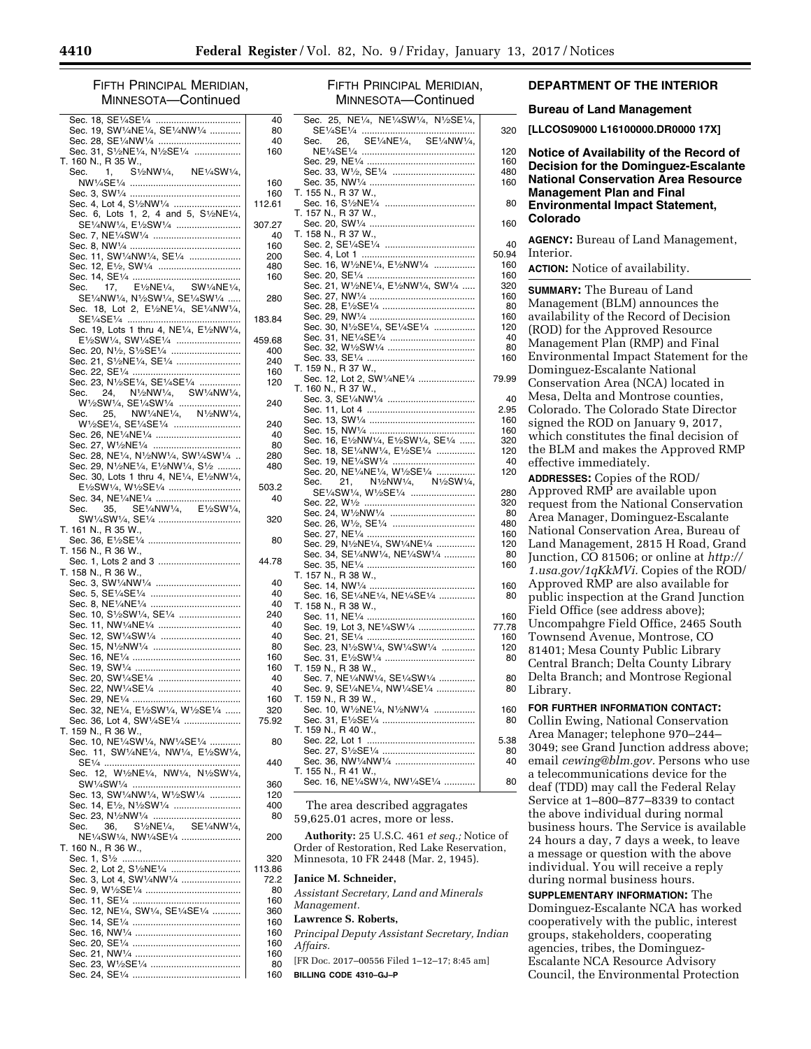### FIFTH PRINCIPAL MERIDIAN, MINNESOTA—Continued

| | |
|---|---|
| Sec. 18, SE¼SE¼ | 40 |
| Sec. 19, SW¼NE¼, SE¼NW¼ | 80 |
| Sec. 28, SE¼NW¼ | 40 |
| Sec. 31, S½NE¼, N½SE¼ | 160 |
| T. 160 N., R 35 W., | |
| Sec. 1, S½NW¼, NE¼SW¼, NW¼SE¼ | 160 |
| Sec. 3, SW¼ | 160 |
| Sec. 4, Lot 4, S½NW¼ | 112.61 |
| Sec. 6, Lots 1, 2, 4 and 5, S½NE¼, SE¼NW¼, E½SW¼ | 307.27 |
| Sec. 7, NE¼SW¼ | 40 |
| Sec. 8, NW¼ | 160 |
| Sec. 11, SW¼NW¼, SE¼ | 200 |
| Sec. 12, E½, SW¼ | 480 |
| Sec. 14, SE¼ | 160 |
| Sec. 17, E½NE¼, SW¼NE¼, SE¼NW¼, N½SW¼, SE¼SW¼ | 280 |
| Sec. 18, Lot 2, E½NE¼, SE¼NW¼, SE¼SE¼ | 183.84 |
| Sec. 19, Lots 1 thru 4, NE¼, E½NW¼, E½SW¼, SW¼SE¼ | 459.68 |
| Sec. 20, N½, S½SE¼ | 400 |
| Sec. 21, S½NE¼, SE¼ | 240 |
| Sec. 22, SE¼ | 160 |
| Sec. 23, N½SE¼, SE¼SE¼ | 120 |
| Sec. 24, N½NW¼, SW¼NW¼, W½SW¼, SE¼SW¼ | 240 |
| Sec. 25, NW¼NE¼, N½NW¼, W½SE¼, SE¼SE¼ | 240 |
| Sec. 26, NE¼NE¼ | 40 |
| Sec. 27, W½NE¼ | 80 |
| Sec. 28, NE¼, N½NW¼, SW¼SW¼ | 280 |
| Sec. 29, N½NE¼, E½NW¼, S½ | 480 |
| Sec. 30, Lots 1 thru 4, NE¼, E½NW¼, E½SW¼, W½SE¼ | 503.2 |
| Sec. 34, NE¼NE¼ | 40 |
| Sec. 35, SE¼NW¼, E½SW¼, SW¼SW¼, SE¼ | 320 |
| T. 161 N., R 35 W., | |
| Sec. 36, E½SE¼ | 80 |
| T. 156 N., R 36 W., | |
| Sec. 1, Lots 2 and 3 | 44.78 |
| T. 158 N., R 36 W., | |
| Sec. 3, SW¼NW¼ | 40 |
| Sec. 5, SE¼SE¼ | 40 |
| Sec. 8, NE¼NE¼ | 40 |
| Sec. 10, S½SW¼, SE¼ | 240 |
| Sec. 11, NW¼NE¼ | 40 |
| Sec. 12, SW¼SW¼ | 40 |
| Sec. 15, N½NW¼ | 80 |
| Sec. 16, NE¼ | 160 |
| Sec. 19, SW¼ | 160 |
| Sec. 20, SW¼SE¼ | 40 |
| Sec. 22, NW¼SE¼ | 40 |
| Sec. 29, NE¼ | 160 |
| Sec. 32, NE¼, E½SW¼, W½SE¼ | 320 |
| Sec. 36, Lot 4, SW¼SE¼ | 75.92 |
| T. 159 N., R 36 W., | |
| Sec. 10, NE¼SW¼, NW¼SE¼ | 80 |
| Sec. 11, SW¼NE¼, NW¼, E½SW¼, SE¼ | 440 |
| Sec. 12, W½NE¼, NW¼, N½SW¼, SW¼SW¼ | 360 |
| Sec. 13, SW¼NW¼, W½SW¼ | 120 |
| Sec. 14, E½, N½SW¼ | 400 |
| Sec. 23, N½NW¼ | 80 |
| Sec. 36, S½NE¼, SE¼NW¼, NE¼SW¼, NW¼SE¼ | 200 |
| T. 160 N., R 36 W., | |
| Sec. 1, S½ | 320 |
| Sec. 2, Lot 2, S½NE¼ | 113.86 |
| Sec. 3, Lot 4, SW¼NW¼ | 72.2 |
| Sec. 9, W½SE¼ | 80 |
| Sec. 11, SE¼ | 160 |
| Sec. 12, NE¼, SW¼, SE¼SE¼ | 360 |
| Sec. 14, SE¼ | 160 |
| Sec. 16, NW¼ | 160 |
| Sec. 20, SE¼ | 160 |
| Sec. 21, NW¼ | 160 |
| Sec. 23, W½SE¼ | 80 |
| Sec. 24, SE¼ | 160 |
| Sec. 25, NE¼, NE¼SW¼, N½SE¼, SE¼SE¼ | 320 |
| Sec. 26, SE¼NE¼, SE¼NW¼, NE¼SE¼ | 120 |
| Sec. 29, NE¼ | 160 |
| Sec. 33, W½, SE¼ | 480 |
| Sec. 35, NW¼ | 160 |
| T. 155 N., R 37 W., | |
| Sec. 16, S½NE¼ | 80 |
| T. 157 N., R 37 W., | |
| Sec. 20, SW¼ | 160 |
| T. 158 N., R 37 W., | |
| Sec. 2, SE¼SE¼ | 40 |
| Sec. 4, Lot 1 | 50.94 |
| Sec. 16, W½NE¼, E½NW¼ | 160 |
| Sec. 20, SE¼ | 160 |
| Sec. 21, W½NE¼, E½NW¼, SW¼ | 320 |
| Sec. 27, NW¼ | 160 |
| Sec. 28, E½SE¼ | 80 |
| Sec. 29, NW¼ | 160 |
| Sec. 30, N½SE¼, SE¼SE¼ | 120 |
| Sec. 31, NE¼SE¼ | 40 |
| Sec. 32, W½SW¼ | 80 |
| Sec. 33, SE¼ | 160 |
| T. 159 N., R 37 W., | |
| Sec. 12, Lot 2, SW¼NE¼ | 79.99 |
| T. 160 N., R 37 W., | |
| Sec. 3, SE¼NW¼ | 40 |
| Sec. 11, Lot 4 | 2.95 |
| Sec. 13, SW¼ | 160 |
| Sec. 15, NW¼ | 160 |
| Sec. 16, E½NW¼, E½SW¼, SE¼ | 320 |
| Sec. 18, SE¼NW¼, E½SE¼ | 120 |
| Sec. 19, NE¼SW¼ | 40 |
| Sec. 20, NE¼NE¼, W½SE¼ | 120 |
| Sec. 21, N½NW¼, N½SW¼, SE¼SW¼, W½SE¼ | 280 |
| Sec. 22, W½ | 320 |
| Sec. 24, W½NW¼ | 80 |
| Sec. 26, W½, SE¼ | 480 |
| Sec. 27, NE¼ | 160 |
| Sec. 29, N½NE¼, SW¼NE¼ | 120 |
| Sec. 34, SE¼NW¼, NE¼SW¼ | 80 |
| Sec. 35, NE¼ | 160 |
| T. 157 N., R 38 W., | |
| Sec. 14, NW¼ | 160 |
| Sec. 16, SE¼NE¼, NE¼SE¼ | 80 |
| T. 158 N., R 38 W., | |
| Sec. 11, NE¼ | 160 |
| Sec. 19, Lot 3, NE¼SW¼ | 77.78 |
| Sec. 21, SE¼ | 160 |
| Sec. 23, N½SW¼, SW¼SW¼ | 120 |
| Sec. 31, E½SW¼ | 80 |
| T. 159 N., R 38 W., | |
| Sec. 7, NE¼NW¼, SE¼SW¼ | 80 |
| Sec. 9, SE¼NE¼, NW¼SE¼ | 80 |
| T. 159 N., R 39 W., | |
| Sec. 10, W½NE¼, N½NW¼ | 160 |
| Sec. 31, E½SE¼ | 80 |
| T. 159 N., R 40 W., | |
| Sec. 22, Lot 1 | 5.38 |
| Sec. 27, S½SE¼ | 80 |
| Sec. 36, NW¼NW¼ | 40 |
| T. 155 N., R 41 W., | |
| Sec. 16, NE¼SW¼, NW¼SE¼ | 80 |

The area described aggregates 59,625.01 acres, more or less.

**Authority:** 25 U.S.C. 461 *et seq.;* Notice of Order of Restoration, Red Lake Reservation, Minnesota, 10 FR 2448 (Mar. 2, 1945).

**Janice M. Schneider,**

*Assistant Secretary, Land and Minerals Management.*

**Lawrence S. Roberts,**

*Principal Deputy Assistant Secretary, Indian Affairs.*

[FR Doc. 2017–00556 Filed 1–12–17; 8:45 am]

**BILLING CODE 4310–GJ–P**

## DEPARTMENT OF THE INTERIOR

### Bureau of Land Management

**[LLCOS09000 L16100000.DR0000 17X]**

### Notice of Availability of the Record of Decision for the Dominguez-Escalante National Conservation Area Resource Management Plan and Final Environmental Impact Statement, Colorado

**AGENCY:** Bureau of Land Management, Interior.

**ACTION:** Notice of availability.

**SUMMARY:** The Bureau of Land Management (BLM) announces the availability of the Record of Decision (ROD) for the Approved Resource Management Plan (RMP) and Final Environmental Impact Statement for the Dominguez-Escalante National Conservation Area (NCA) located in Mesa, Delta and Montrose counties, Colorado. The Colorado State Director signed the ROD on January 9, 2017, which constitutes the final decision of the BLM and makes the Approved RMP effective immediately.

**ADDRESSES:** Copies of the ROD/Approved RMP are available upon request from the National Conservation Area Manager, Dominguez-Escalante National Conservation Area, Bureau of Land Management, 2815 H Road, Grand Junction, CO 81506; or online at *http://1.usa.gov/1qKkMVi.* Copies of the ROD/Approved RMP are also available for public inspection at the Grand Junction Field Office (see address above); Uncompahgre Field Office, 2465 South Townsend Avenue, Montrose, CO 81401; Mesa County Public Library Central Branch; Delta County Library Delta Branch; and Montrose Regional Library.

**FOR FURTHER INFORMATION CONTACT:** Collin Ewing, National Conservation Area Manager; telephone 970–244–3049; see Grand Junction address above; email *cewing@blm.gov.* Persons who use a telecommunications device for the deaf (TDD) may call the Federal Relay Service at 1–800–877–8339 to contact the above individual during normal business hours. The Service is available 24 hours a day, 7 days a week, to leave a message or question with the above individual. You will receive a reply during normal business hours.

**SUPPLEMENTARY INFORMATION:** The Dominguez-Escalante NCA has worked cooperatively with the public, interest groups, stakeholders, cooperating agencies, tribes, the Dominguez-Escalante NCA Resource Advisory Council, the Environmental Protection